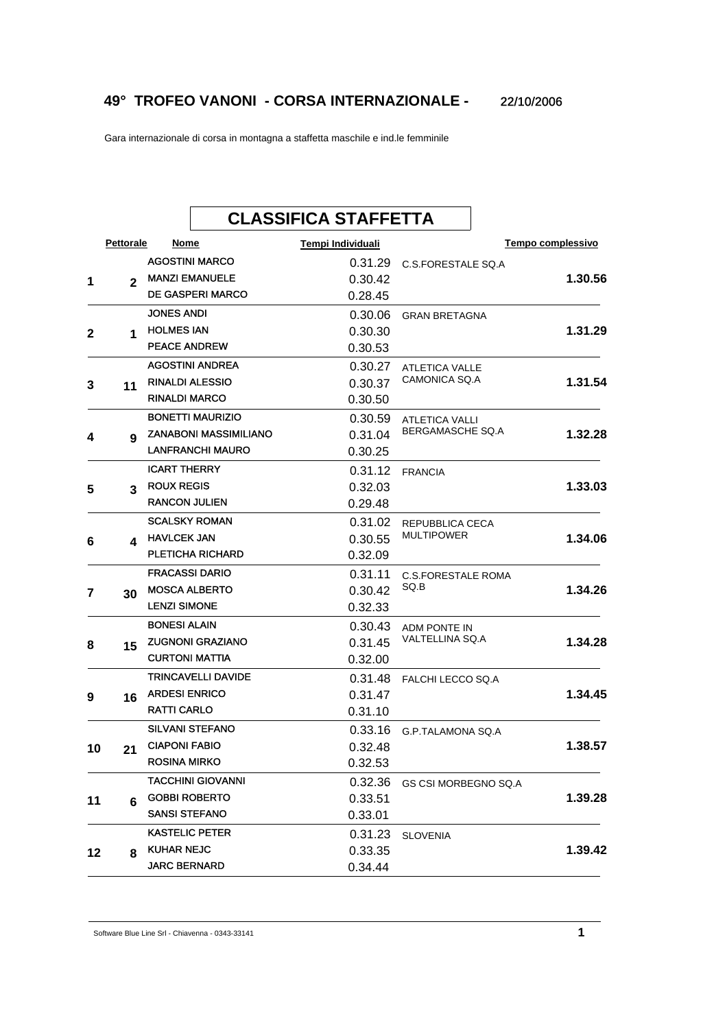## 49° TROFEO VANONI - CORSA INTERNAZIONALE - 22/10/2006

Gara internazionale di corsa in montagna a staffetta maschile e ind.le femminile

### CLASSIFICA STAFFETTA

| | Pettorale | Nome | Tempi Individuali | | Tempo complessivo |
|---|---|---|---|---|---|
| 1 | 2 | AGOSTINI MARCO | 0.31.29 | C.S.FORESTALE SQ.A | 1.30.56 |
| | | MANZI EMANUELE | 0.30.42 | | |
| | | DE GASPERI MARCO | 0.28.45 | | |
| 2 | 1 | JONES ANDI | 0.30.06 | GRAN BRETAGNA | 1.31.29 |
| | | HOLMES IAN | 0.30.30 | | |
| | | PEACE ANDREW | 0.30.53 | | |
| 3 | 11 | AGOSTINI ANDREA | 0.30.27 | ATLETICA VALLE CAMONICA SQ.A | 1.31.54 |
| | | RINALDI ALESSIO | 0.30.37 | | |
| | | RINALDI MARCO | 0.30.50 | | |
| 4 | 9 | BONETTI MAURIZIO | 0.30.59 | ATLETICA VALLI BERGAMASCHE SQ.A | 1.32.28 |
| | | ZANABONI MASSIMILIANO | 0.31.04 | | |
| | | LANFRANCHI MAURO | 0.30.25 | | |
| 5 | 3 | ICART THERRY | 0.31.12 | FRANCIA | 1.33.03 |
| | | ROUX REGIS | 0.32.03 | | |
| | | RANCON JULIEN | 0.29.48 | | |
| 6 | 4 | SCALSKY ROMAN | 0.31.02 | REPUBBLICA CECA MULTIPOWER | 1.34.06 |
| | | HAVLCEK JAN | 0.30.55 | | |
| | | PLETICHA RICHARD | 0.32.09 | | |
| 7 | 30 | FRACASSI DARIO | 0.31.11 | C.S.FORESTALE ROMA SQ.B | 1.34.26 |
| | | MOSCA ALBERTO | 0.30.42 | | |
| | | LENZI SIMONE | 0.32.33 | | |
| 8 | 15 | BONESI ALAIN | 0.30.43 | ADM PONTE IN VALTELLINA SQ.A | 1.34.28 |
| | | ZUGNONI GRAZIANO | 0.31.45 | | |
| | | CURTONI MATTIA | 0.32.00 | | |
| 9 | 16 | TRINCAVELLI DAVIDE | 0.31.48 | FALCHI LECCO SQ.A | 1.34.45 |
| | | ARDESI ENRICO | 0.31.47 | | |
| | | RATTI CARLO | 0.31.10 | | |
| 10 | 21 | SILVANI STEFANO | 0.33.16 | G.P.TALAMONA SQ.A | 1.38.57 |
| | | CIAPONI FABIO | 0.32.48 | | |
| | | ROSINA MIRKO | 0.32.53 | | |
| 11 | 6 | TACCHINI GIOVANNI | 0.32.36 | GS CSI MORBEGNO SQ.A | 1.39.28 |
| | | GOBBI ROBERTO | 0.33.51 | | |
| | | SANSI STEFANO | 0.33.01 | | |
| 12 | 8 | KASTELIC PETER | 0.31.23 | SLOVENIA | 1.39.42 |
| | | KUHAR NEJC | 0.33.35 | | |
| | | JARC BERNARD | 0.34.44 | | |

Software Blue Line Srl - Chiavenna - 0343-33141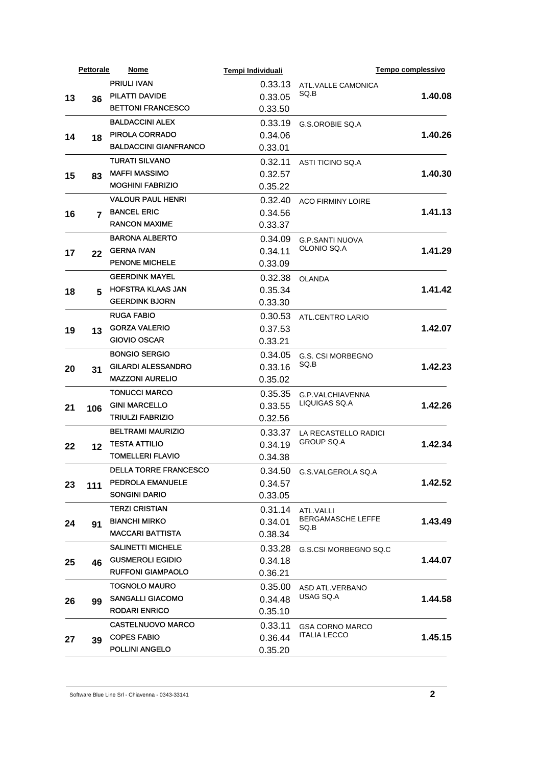| | Pettorale | Nome | Tempi Individuali | | Tempo complessivo |
|---|---|---|---|---|---|
| 13 | 36 | PRIULI IVAN<br>PILATTI DAVIDE<br>BETTONI FRANCESCO | 0.33.13<br>0.33.05<br>0.33.50 | ATL.VALLE CAMONICA SQ.B | 1.40.08 |
| 14 | 18 | BALDACCINI ALEX<br>PIROLA CORRADO<br>BALDACCINI GIANFRANCO | 0.33.19<br>0.34.06<br>0.33.01 | G.S.OROBIE SQ.A | 1.40.26 |
| 15 | 83 | TURATI SILVANO<br>MAFFI MASSIMO<br>MOGHINI FABRIZIO | 0.32.11<br>0.32.57<br>0.35.22 | ASTI TICINO SQ.A | 1.40.30 |
| 16 | 7 | VALOUR PAUL HENRI<br>BANCEL ERIC<br>RANCON MAXIME | 0.32.40<br>0.34.56<br>0.33.37 | ACO FIRMINY LOIRE | 1.41.13 |
| 17 | 22 | BARONA ALBERTO<br>GERNA IVAN<br>PENONE MICHELE | 0.34.09<br>0.34.11<br>0.33.09 | G.P.SANTI NUOVA OLONIO SQ.A | 1.41.29 |
| 18 | 5 | GEERDINK MAYEL<br>HOFSTRA KLAAS JAN<br>GEERDINK BJORN | 0.32.38<br>0.35.34<br>0.33.30 | OLANDA | 1.41.42 |
| 19 | 13 | RUGA FABIO<br>GORZA VALERIO<br>GIOVIO OSCAR | 0.30.53<br>0.37.53<br>0.33.21 | ATL.CENTRO LARIO | 1.42.07 |
| 20 | 31 | BONGIO SERGIO<br>GILARDI ALESSANDRO<br>MAZZONI AURELIO | 0.34.05<br>0.33.16<br>0.35.02 | G.S. CSI MORBEGNO SQ.B | 1.42.23 |
| 21 | 106 | TONUCCI MARCO<br>GINI MARCELLO<br>TRIULZI FABRIZIO | 0.35.35<br>0.33.55<br>0.32.56 | G.P.VALCHIAVENNA LIQUIGAS SQ.A | 1.42.26 |
| 22 | 12 | BELTRAMI MAURIZIO<br>TESTA ATTILIO<br>TOMELLERI FLAVIO | 0.33.37<br>0.34.19<br>0.34.38 | LA RECASTELLO RADICI GROUP SQ.A | 1.42.34 |
| 23 | 111 | DELLA TORRE FRANCESCO<br>PEDROLA EMANUELE<br>SONGINI DARIO | 0.34.50<br>0.34.57<br>0.33.05 | G.S.VALGEROLA SQ.A | 1.42.52 |
| 24 | 91 | TERZI CRISTIAN<br>BIANCHI MIRKO<br>MACCARI BATTISTA | 0.31.14<br>0.34.01<br>0.38.34 | ATL.VALLI BERGAMASCHE LEFFE SQ.B | 1.43.49 |
| 25 | 46 | SALINETTI MICHELE<br>GUSMEROLI EGIDIO<br>RUFFONI GIAMPAOLO | 0.33.28<br>0.34.18<br>0.36.21 | G.S.CSI MORBEGNO SQ.C | 1.44.07 |
| 26 | 99 | TOGNOLO MAURO<br>SANGALLI GIACOMO<br>RODARI ENRICO | 0.35.00<br>0.34.48<br>0.35.10 | ASD ATL.VERBANO USAG SQ.A | 1.44.58 |
| 27 | 39 | CASTELNUOVO MARCO<br>COPES FABIO<br>POLLINI ANGELO | 0.33.11<br>0.36.44<br>0.35.20 | GSA CORNO MARCO ITALIA LECCO | 1.45.15 |

Software Blue Line Srl - Chiavenna - 0343-33141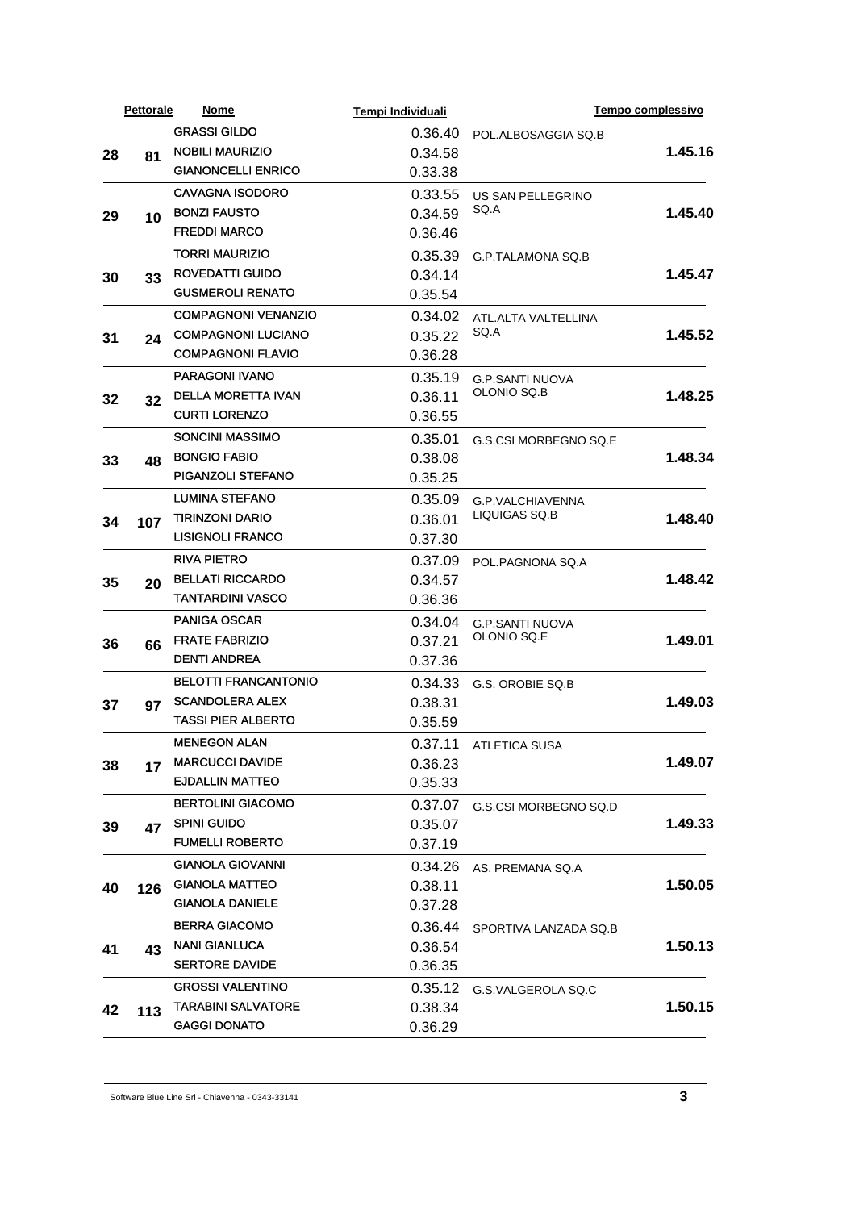| | Pettorale | Nome | Tempi Individuali | | Tempo complessivo |
|---|---|---|---|---|---|
| 28 | 81 | GRASSI GILDO<br>NOBILI MAURIZIO<br>GIANONCELLI ENRICO | 0.36.40<br>0.34.58<br>0.33.38 | POL.ALBOSAGGIA SQ.B | 1.45.16 |
| 29 | 10 | CAVAGNA ISODORO<br>BONZI FAUSTO<br>FREDDI MARCO | 0.33.55<br>0.34.59<br>0.36.46 | US SAN PELLEGRINO SQ.A | 1.45.40 |
| 30 | 33 | TORRI MAURIZIO<br>ROVEDATTI GUIDO<br>GUSMEROLI RENATO | 0.35.39<br>0.34.14<br>0.35.54 | G.P.TALAMONA SQ.B | 1.45.47 |
| 31 | 24 | COMPAGNONI VENANZIO<br>COMPAGNONI LUCIANO<br>COMPAGNONI FLAVIO | 0.34.02<br>0.35.22<br>0.36.28 | ATL.ALTA VALTELLINA SQ.A | 1.45.52 |
| 32 | 32 | PARAGONI IVANO<br>DELLA MORETTA IVAN<br>CURTI LORENZO | 0.35.19<br>0.36.11<br>0.36.55 | G.P.SANTI NUOVA OLONIO SQ.B | 1.48.25 |
| 33 | 48 | SONCINI MASSIMO<br>BONGIO FABIO<br>PIGANZOLI STEFANO | 0.35.01<br>0.38.08<br>0.35.25 | G.S.CSI MORBEGNO SQ.E | 1.48.34 |
| 34 | 107 | LUMINA STEFANO<br>TIRINZONI DARIO<br>LISIGNOLI FRANCO | 0.35.09<br>0.36.01<br>0.37.30 | G.P.VALCHIAVENNA LIQUIGAS SQ.B | 1.48.40 |
| 35 | 20 | RIVA PIETRO<br>BELLATI RICCARDO<br>TANTARDINI VASCO | 0.37.09<br>0.34.57<br>0.36.36 | POL.PAGNONA SQ.A | 1.48.42 |
| 36 | 66 | PANIGA OSCAR<br>FRATE FABRIZIO<br>DENTI ANDREA | 0.34.04<br>0.37.21<br>0.37.36 | G.P.SANTI NUOVA OLONIO SQ.E | 1.49.01 |
| 37 | 97 | BELOTTI FRANCANTONIO<br>SCANDOLERA ALEX<br>TASSI PIER ALBERTO | 0.34.33<br>0.38.31<br>0.35.59 | G.S. OROBIE SQ.B | 1.49.03 |
| 38 | 17 | MENEGON ALAN<br>MARCUCCI DAVIDE<br>EJDALLIN MATTEO | 0.37.11<br>0.36.23<br>0.35.33 | ATLETICA SUSA | 1.49.07 |
| 39 | 47 | BERTOLINI GIACOMO<br>SPINI GUIDO<br>FUMELLI ROBERTO | 0.37.07<br>0.35.07<br>0.37.19 | G.S.CSI MORBEGNO SQ.D | 1.49.33 |
| 40 | 126 | GIANOLA GIOVANNI<br>GIANOLA MATTEO<br>GIANOLA DANIELE | 0.34.26<br>0.38.11<br>0.37.28 | AS. PREMANA SQ.A | 1.50.05 |
| 41 | 43 | BERRA GIACOMO<br>NANI GIANLUCA<br>SERTORE DAVIDE | 0.36.44<br>0.36.54<br>0.36.35 | SPORTIVA LANZADA SQ.B | 1.50.13 |
| 42 | 113 | GROSSI VALENTINO<br>TARABINI SALVATORE<br>GAGGI DONATO | 0.35.12<br>0.38.34<br>0.36.29 | G.S.VALGEROLA SQ.C | 1.50.15 |

Software Blue Line Srl - Chiavenna - 0343-33141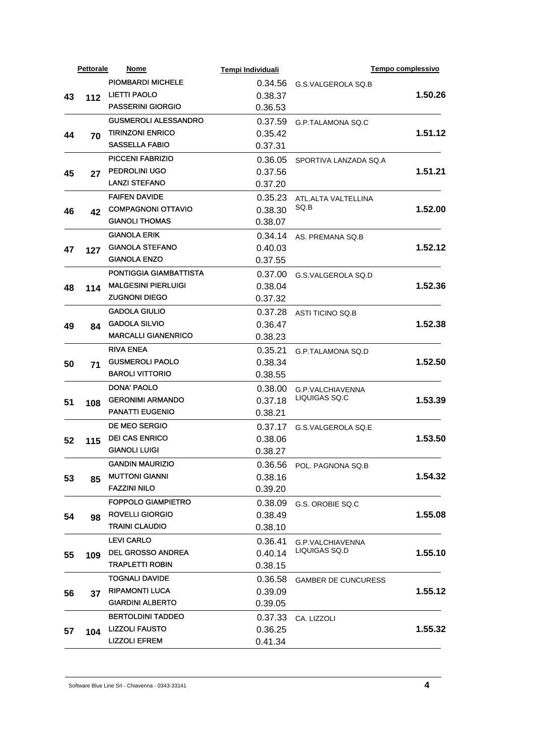| | Pettorale | Nome | Tempi Individuali | | Tempo complessivo |
|---|---|---|---|---|---|
| 43 | 112 | PIOMBARDI MICHELE | 0.34.56 | G.S.VALGEROLA SQ.B | 1.50.26 |
| | | LIETTI PAOLO | 0.38.37 | | |
| | | PASSERINI GIORGIO | 0.36.53 | | |
| 44 | 70 | GUSMEROLI ALESSANDRO | 0.37.59 | G.P.TALAMONA SQ.C | 1.51.12 |
| | | TIRINZONI ENRICO | 0.35.42 | | |
| | | SASSELLA FABIO | 0.37.31 | | |
| 45 | 27 | PICCENI FABRIZIO | 0.36.05 | SPORTIVA LANZADA SQ.A | 1.51.21 |
| | | PEDROLINI UGO | 0.37.56 | | |
| | | LANZI STEFANO | 0.37.20 | | |
| 46 | 42 | FAIFEN DAVIDE | 0.35.23 | ATL.ALTA VALTELLINA SQ.B | 1.52.00 |
| | | COMPAGNONI OTTAVIO | 0.38.30 | | |
| | | GIANOLI THOMAS | 0.38.07 | | |
| 47 | 127 | GIANOLA ERIK | 0.34.14 | AS. PREMANA SQ.B | 1.52.12 |
| | | GIANOLA STEFANO | 0.40.03 | | |
| | | GIANOLA ENZO | 0.37.55 | | |
| 48 | 114 | PONTIGGIA GIAMBATTISTA | 0.37.00 | G.S.VALGEROLA SQ.D | 1.52.36 |
| | | MALGESINI PIERLUIGI | 0.38.04 | | |
| | | ZUGNONI DIEGO | 0.37.32 | | |
| 49 | 84 | GADOLA GIULIO | 0.37.28 | ASTI TICINO SQ.B | 1.52.38 |
| | | GADOLA SILVIO | 0.36.47 | | |
| | | MARCALLI GIANENRICO | 0.38.23 | | |
| 50 | 71 | RIVA ENEA | 0.35.21 | G.P.TALAMONA SQ.D | 1.52.50 |
| | | GUSMEROLI PAOLO | 0.38.34 | | |
| | | BAROLI VITTORIO | 0.38.55 | | |
| 51 | 108 | DONA' PAOLO | 0.38.00 | G.P.VALCHIAVENNA LIQUIGAS SQ.C | 1.53.39 |
| | | GERONIMI ARMANDO | 0.37.18 | | |
| | | PANATTI EUGENIO | 0.38.21 | | |
| 52 | 115 | DE MEO SERGIO | 0.37.17 | G.S.VALGEROLA SQ.E | 1.53.50 |
| | | DEI CAS ENRICO | 0.38.06 | | |
| | | GIANOLI LUIGI | 0.38.27 | | |
| 53 | 85 | GANDIN MAURIZIO | 0.36.56 | POL. PAGNONA SQ.B | 1.54.32 |
| | | MUTTONI GIANNI | 0.38.16 | | |
| | | FAZZINI NILO | 0.39.20 | | |
| 54 | 98 | FOPPOLO GIAMPIETRO | 0.38.09 | G.S. OROBIE SQ.C | 1.55.08 |
| | | ROVELLI GIORGIO | 0.38.49 | | |
| | | TRAINI CLAUDIO | 0.38.10 | | |
| 55 | 109 | LEVI CARLO | 0.36.41 | G.P.VALCHIAVENNA LIQUIGAS SQ.D | 1.55.10 |
| | | DEL GROSSO ANDREA | 0.40.14 | | |
| | | TRAPLETTI ROBIN | 0.38.15 | | |
| 56 | 37 | TOGNALI DAVIDE | 0.36.58 | GAMBER DE CUNCURESS | 1.55.12 |
| | | RIPAMONTI LUCA | 0.39.09 | | |
| | | GIARDINI ALBERTO | 0.39.05 | | |
| 57 | 104 | BERTOLDINI TADDEO | 0.37.33 | CA. LIZZOLI | 1.55.32 |
| | | LIZZOLI FAUSTO | 0.36.25 | | |
| | | LIZZOLI EFREM | 0.41.34 | | |

Software Blue Line Srl - Chiavenna - 0343-33141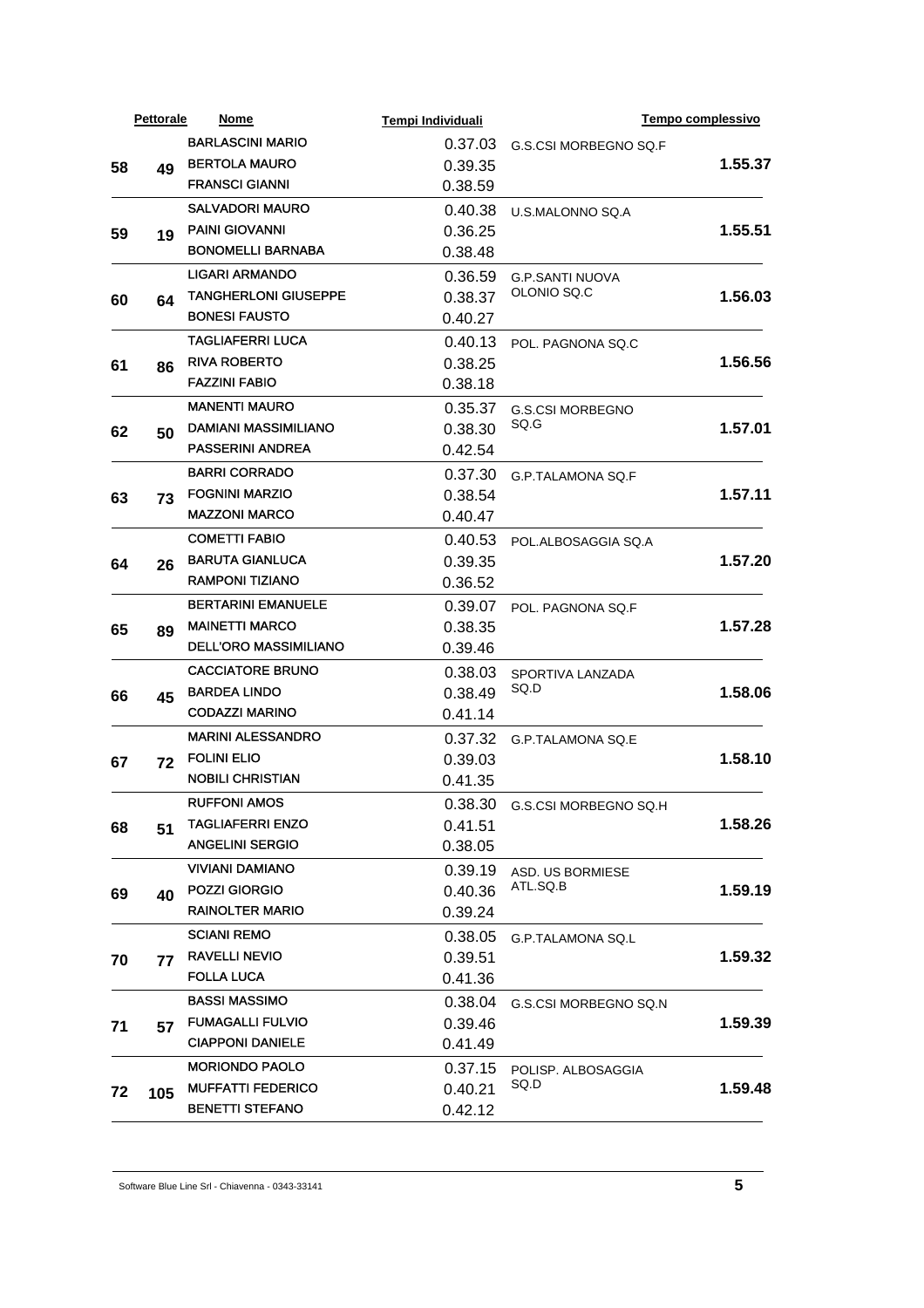|  | Pettorale | Nome | Tempi Individuali | | Tempo complessivo |
|---|---|---|---|---|---|
| 58 | 49 | BARLASCINI MARIO | 0.37.03 | G.S.CSI MORBEGNO SQ.F | 1.55.37 |
|  |  | BERTOLA MAURO | 0.39.35 |  |  |
|  |  | FRANSCI GIANNI | 0.38.59 |  |  |
| 59 | 19 | SALVADORI MAURO | 0.40.38 | U.S.MALONNO SQ.A | 1.55.51 |
|  |  | PAINI GIOVANNI | 0.36.25 |  |  |
|  |  | BONOMELLI BARNABA | 0.38.48 |  |  |
| 60 | 64 | LIGARI ARMANDO | 0.36.59 | G.P.SANTI NUOVA OLONIO SQ.C | 1.56.03 |
|  |  | TANGHERLONI GIUSEPPE | 0.38.37 |  |  |
|  |  | BONESI FAUSTO | 0.40.27 |  |  |
| 61 | 86 | TAGLIAFERRI LUCA | 0.40.13 | POL. PAGNONA SQ.C | 1.56.56 |
|  |  | RIVA ROBERTO | 0.38.25 |  |  |
|  |  | FAZZINI FABIO | 0.38.18 |  |  |
| 62 | 50 | MANENTI MAURO | 0.35.37 | G.S.CSI MORBEGNO SQ.G | 1.57.01 |
|  |  | DAMIANI MASSIMILIANO | 0.38.30 |  |  |
|  |  | PASSERINI ANDREA | 0.42.54 |  |  |
| 63 | 73 | BARRI CORRADO | 0.37.30 | G.P.TALAMONA SQ.F | 1.57.11 |
|  |  | FOGNINI MARZIO | 0.38.54 |  |  |
|  |  | MAZZONI MARCO | 0.40.47 |  |  |
| 64 | 26 | COMETTI FABIO | 0.40.53 | POL.ALBOSAGGIA SQ.A | 1.57.20 |
|  |  | BARUTA GIANLUCA | 0.39.35 |  |  |
|  |  | RAMPONI TIZIANO | 0.36.52 |  |  |
| 65 | 89 | BERTARINI EMANUELE | 0.39.07 | POL. PAGNONA SQ.F | 1.57.28 |
|  |  | MAINETTI MARCO | 0.38.35 |  |  |
|  |  | DELL'ORO MASSIMILIANO | 0.39.46 |  |  |
| 66 | 45 | CACCIATORE BRUNO | 0.38.03 | SPORTIVA LANZADA SQ.D | 1.58.06 |
|  |  | BARDEA LINDO | 0.38.49 |  |  |
|  |  | CODAZZI MARINO | 0.41.14 |  |  |
| 67 | 72 | MARINI ALESSANDRO | 0.37.32 | G.P.TALAMONA SQ.E | 1.58.10 |
|  |  | FOLINI ELIO | 0.39.03 |  |  |
|  |  | NOBILI CHRISTIAN | 0.41.35 |  |  |
| 68 | 51 | RUFFONI AMOS | 0.38.30 | G.S.CSI MORBEGNO SQ.H | 1.58.26 |
|  |  | TAGLIAFERRI ENZO | 0.41.51 |  |  |
|  |  | ANGELINI SERGIO | 0.38.05 |  |  |
| 69 | 40 | VIVIANI DAMIANO | 0.39.19 | ASD. US BORMIESE ATL.SQ.B | 1.59.19 |
|  |  | POZZI GIORGIO | 0.40.36 |  |  |
|  |  | RAINOLTER MARIO | 0.39.24 |  |  |
| 70 | 77 | SCIANI REMO | 0.38.05 | G.P.TALAMONA SQ.L | 1.59.32 |
|  |  | RAVELLI NEVIO | 0.39.51 |  |  |
|  |  | FOLLA LUCA | 0.41.36 |  |  |
| 71 | 57 | BASSI MASSIMO | 0.38.04 | G.S.CSI MORBEGNO SQ.N | 1.59.39 |
|  |  | FUMAGALLI FULVIO | 0.39.46 |  |  |
|  |  | CIAPPONI DANIELE | 0.41.49 |  |  |
| 72 | 105 | MORIONDO PAOLO | 0.37.15 | POLISP. ALBOSAGGIA SQ.D | 1.59.48 |
|  |  | MUFFATTI FEDERICO | 0.40.21 |  |  |
|  |  | BENETTI STEFANO | 0.42.12 |  |  |

Software Blue Line Srl - Chiavenna - 0343-33141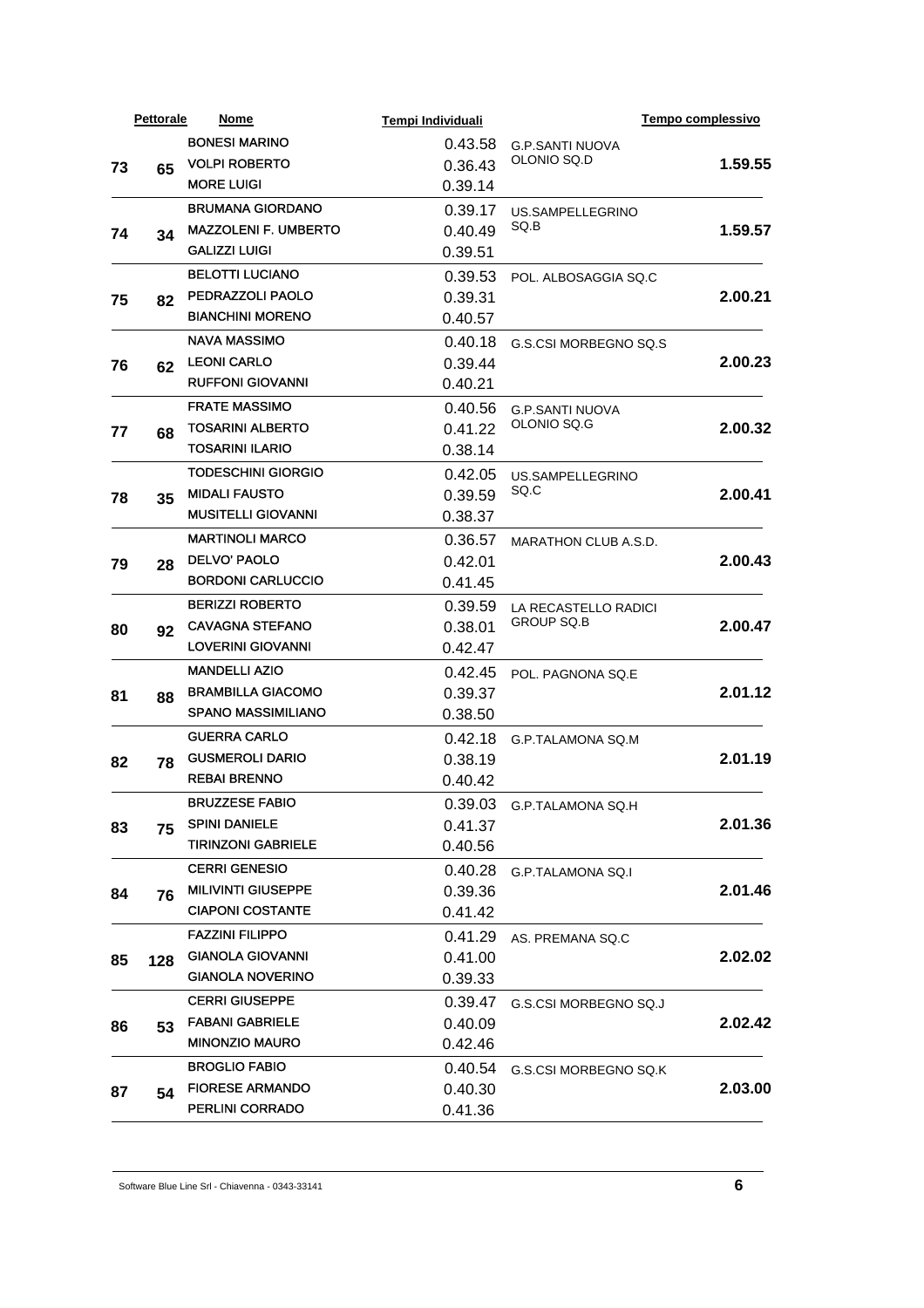| | Pettorale | Nome | Tempi Individuali | | Tempo complessivo |
|---|---|---|---|---|---|
| 73 | 65 | BONESI MARINO | 0.43.58 | G.P.SANTI NUOVA OLONIO SQ.D | 1.59.55 |
| | | VOLPI ROBERTO | 0.36.43 | | |
| | | MORE LUIGI | 0.39.14 | | |
| 74 | 34 | BRUMANA GIORDANO | 0.39.17 | US.SAMPELLEGRINO SQ.B | 1.59.57 |
| | | MAZZOLENI F. UMBERTO | 0.40.49 | | |
| | | GALIZZI LUIGI | 0.39.51 | | |
| 75 | 82 | BELOTTI LUCIANO | 0.39.53 | POL. ALBOSAGGIA SQ.C | 2.00.21 |
| | | PEDRAZZOLI PAOLO | 0.39.31 | | |
| | | BIANCHINI MORENO | 0.40.57 | | |
| 76 | 62 | NAVA MASSIMO | 0.40.18 | G.S.CSI MORBEGNO SQ.S | 2.00.23 |
| | | LEONI CARLO | 0.39.44 | | |
| | | RUFFONI GIOVANNI | 0.40.21 | | |
| 77 | 68 | FRATE MASSIMO | 0.40.56 | G.P.SANTI NUOVA OLONIO SQ.G | 2.00.32 |
| | | TOSARINI ALBERTO | 0.41.22 | | |
| | | TOSARINI ILARIO | 0.38.14 | | |
| 78 | 35 | TODESCHINI GIORGIO | 0.42.05 | US.SAMPELLEGRINO SQ.C | 2.00.41 |
| | | MIDALI FAUSTO | 0.39.59 | | |
| | | MUSITELLI GIOVANNI | 0.38.37 | | |
| 79 | 28 | MARTINOLI MARCO | 0.36.57 | MARATHON CLUB A.S.D. | 2.00.43 |
| | | DELVO' PAOLO | 0.42.01 | | |
| | | BORDONI CARLUCCIO | 0.41.45 | | |
| 80 | 92 | BERIZZI ROBERTO | 0.39.59 | LA RECASTELLO RADICI GROUP SQ.B | 2.00.47 |
| | | CAVAGNA STEFANO | 0.38.01 | | |
| | | LOVERINI GIOVANNI | 0.42.47 | | |
| 81 | 88 | MANDELLI AZIO | 0.42.45 | POL. PAGNONA SQ.E | 2.01.12 |
| | | BRAMBILLA GIACOMO | 0.39.37 | | |
| | | SPANO MASSIMILIANO | 0.38.50 | | |
| 82 | 78 | GUERRA CARLO | 0.42.18 | G.P.TALAMONA SQ.M | 2.01.19 |
| | | GUSMEROLI DARIO | 0.38.19 | | |
| | | REBAI BRENNO | 0.40.42 | | |
| 83 | 75 | BRUZZESE FABIO | 0.39.03 | G.P.TALAMONA SQ.H | 2.01.36 |
| | | SPINI DANIELE | 0.41.37 | | |
| | | TIRINZONI GABRIELE | 0.40.56 | | |
| 84 | 76 | CERRI GENESIO | 0.40.28 | G.P.TALAMONA SQ.I | 2.01.46 |
| | | MILIVINTI GIUSEPPE | 0.39.36 | | |
| | | CIAPONI COSTANTE | 0.41.42 | | |
| 85 | 128 | FAZZINI FILIPPO | 0.41.29 | AS. PREMANA SQ.C | 2.02.02 |
| | | GIANOLA GIOVANNI | 0.41.00 | | |
| | | GIANOLA NOVERINO | 0.39.33 | | |
| 86 | 53 | CERRI GIUSEPPE | 0.39.47 | G.S.CSI MORBEGNO SQ.J | 2.02.42 |
| | | FABANI GABRIELE | 0.40.09 | | |
| | | MINONZIO MAURO | 0.42.46 | | |
| 87 | 54 | BROGLIO FABIO | 0.40.54 | G.S.CSI MORBEGNO SQ.K | 2.03.00 |
| | | FIORESE ARMANDO | 0.40.30 | | |
| | | PERLINI CORRADO | 0.41.36 | | |

Software Blue Line Srl - Chiavenna - 0343-33141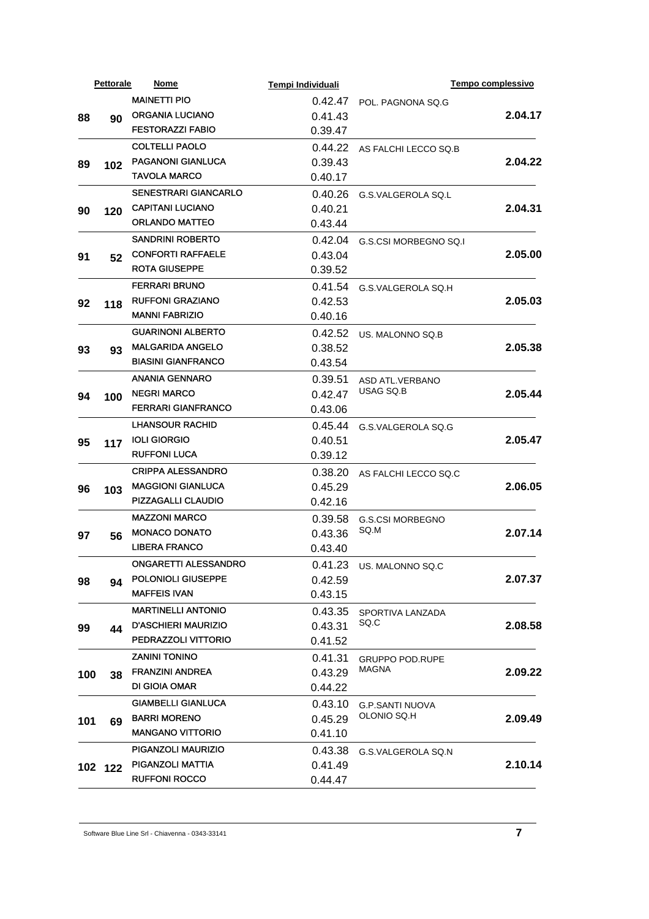| | Pettorale | Nome | Tempi Individuali | | Tempo complessivo |
|---|---|---|---|---|---|
| 88 | 90 | MAINETTI PIO<br>ORGANIA LUCIANO<br>FESTORAZZI FABIO | 0.42.47<br>0.41.43<br>0.39.47 | POL. PAGNONA SQ.G | 2.04.17 |
| 89 | 102 | COLTELLI PAOLO<br>PAGANONI GIANLUCA<br>TAVOLA MARCO | 0.44.22<br>0.39.43<br>0.40.17 | AS FALCHI LECCO SQ.B | 2.04.22 |
| 90 | 120 | SENESTRARI GIANCARLO<br>CAPITANI LUCIANO<br>ORLANDO MATTEO | 0.40.26<br>0.40.21<br>0.43.44 | G.S.VALGEROLA SQ.L | 2.04.31 |
| 91 | 52 | SANDRINI ROBERTO<br>CONFORTI RAFFAELE<br>ROTA GIUSEPPE | 0.42.04<br>0.43.04<br>0.39.52 | G.S.CSI MORBEGNO SQ.I | 2.05.00 |
| 92 | 118 | FERRARI BRUNO<br>RUFFONI GRAZIANO<br>MANNI FABRIZIO | 0.41.54<br>0.42.53<br>0.40.16 | G.S.VALGEROLA SQ.H | 2.05.03 |
| 93 | 93 | GUARINONI ALBERTO<br>MALGARIDA ANGELO<br>BIASINI GIANFRANCO | 0.42.52<br>0.38.52<br>0.43.54 | US. MALONNO SQ.B | 2.05.38 |
| 94 | 100 | ANANIA GENNARO<br>NEGRI MARCO<br>FERRARI GIANFRANCO | 0.39.51<br>0.42.47<br>0.43.06 | ASD ATL.VERBANO USAG SQ.B | 2.05.44 |
| 95 | 117 | LHANSOUR RACHID<br>IOLI GIORGIO<br>RUFFONI LUCA | 0.45.44<br>0.40.51<br>0.39.12 | G.S.VALGEROLA SQ.G | 2.05.47 |
| 96 | 103 | CRIPPA ALESSANDRO<br>MAGGIONI GIANLUCA<br>PIZZAGALLI CLAUDIO | 0.38.20<br>0.45.29<br>0.42.16 | AS FALCHI LECCO SQ.C | 2.06.05 |
| 97 | 56 | MAZZONI MARCO<br>MONACO DONATO<br>LIBERA FRANCO | 0.39.58<br>0.43.36<br>0.43.40 | G.S.CSI MORBEGNO SQ.M | 2.07.14 |
| 98 | 94 | ONGARETTI ALESSANDRO<br>POLONIOLI GIUSEPPE<br>MAFFEIS IVAN | 0.41.23<br>0.42.59<br>0.43.15 | US. MALONNO SQ.C | 2.07.37 |
| 99 | 44 | MARTINELLI ANTONIO<br>D'ASCHIERI MAURIZIO<br>PEDRAZZOLI VITTORIO | 0.43.35<br>0.43.31<br>0.41.52 | SPORTIVA LANZADA SQ.C | 2.08.58 |
| 100 | 38 | ZANINI TONINO<br>FRANZINI ANDREA<br>DI GIOIA OMAR | 0.41.31<br>0.43.29<br>0.44.22 | GRUPPO POD.RUPE MAGNA | 2.09.22 |
| 101 | 69 | GIAMBELLI GIANLUCA<br>BARRI MORENO<br>MANGANO VITTORIO | 0.43.10<br>0.45.29<br>0.41.10 | G.P.SANTI NUOVA OLONIO SQ.H | 2.09.49 |
| 102 | 122 | PIGANZOLI MAURIZIO<br>PIGANZOLI MATTIA<br>RUFFONI ROCCO | 0.43.38<br>0.41.49<br>0.44.47 | G.S.VALGEROLA SQ.N | 2.10.14 |

Software Blue Line Srl - Chiavenna - 0343-33141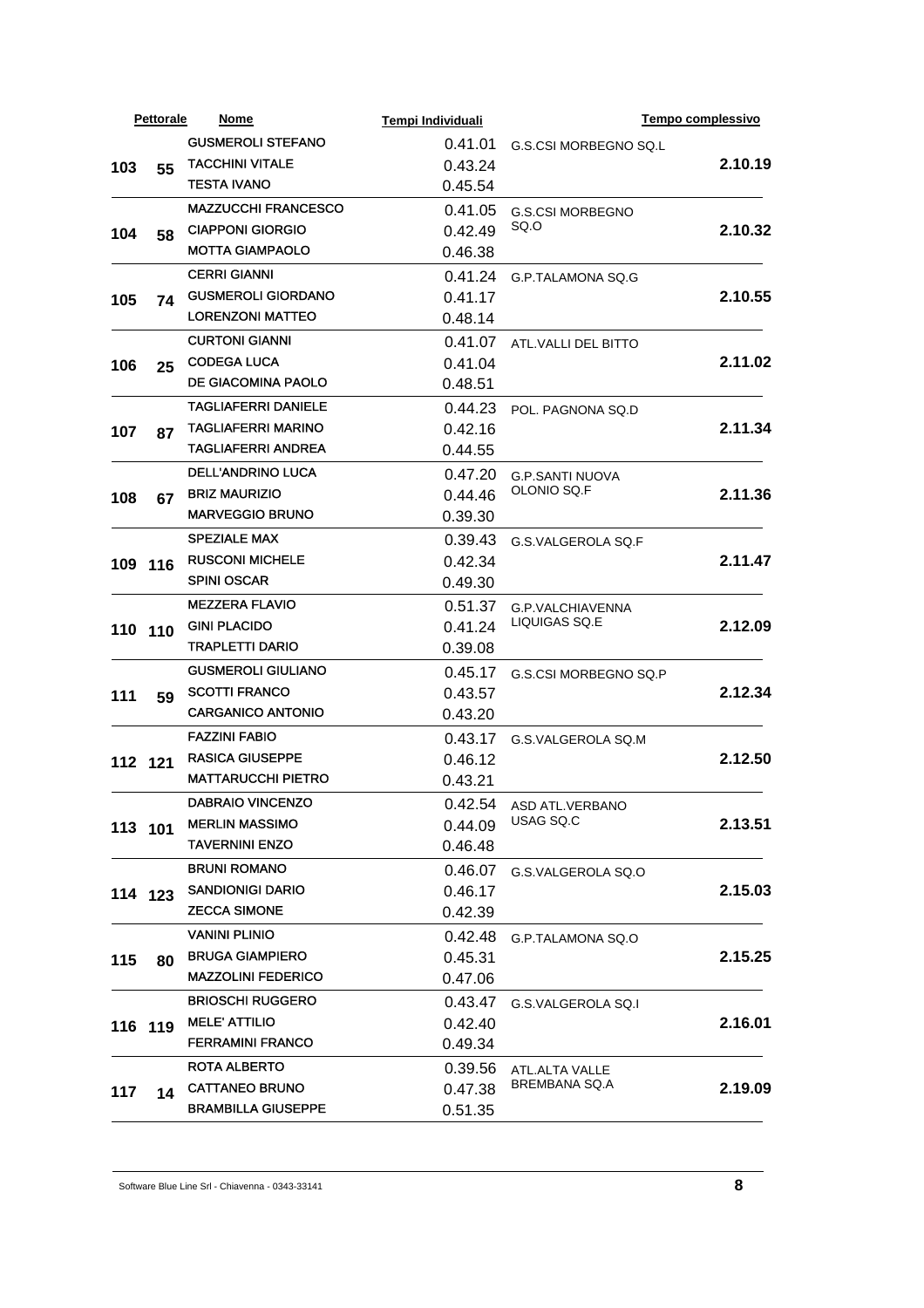| Pettorale | | Nome | Tempi Individuali | | Tempo complessivo |
|---|---|---|---|---|---|
| 103 | 55 | GUSMEROLI STEFANO | 0.41.01 | G.S.CSI MORBEGNO SQ.L | 2.10.19 |
| | | TACCHINI VITALE | 0.43.24 | | |
| | | TESTA IVANO | 0.45.54 | | |
| 104 | 58 | MAZZUCCHI FRANCESCO | 0.41.05 | G.S.CSI MORBEGNO SQ.O | 2.10.32 |
| | | CIAPPONI GIORGIO | 0.42.49 | | |
| | | MOTTA GIAMPAOLO | 0.46.38 | | |
| 105 | 74 | CERRI GIANNI | 0.41.24 | G.P.TALAMONA SQ.G | 2.10.55 |
| | | GUSMEROLI GIORDANO | 0.41.17 | | |
| | | LORENZONI MATTEO | 0.48.14 | | |
| 106 | 25 | CURTONI GIANNI | 0.41.07 | ATL.VALLI DEL BITTO | 2.11.02 |
| | | CODEGA LUCA | 0.41.04 | | |
| | | DE GIACOMINA PAOLO | 0.48.51 | | |
| 107 | 87 | TAGLIAFERRI DANIELE | 0.44.23 | POL. PAGNONA SQ.D | 2.11.34 |
| | | TAGLIAFERRI MARINO | 0.42.16 | | |
| | | TAGLIAFERRI ANDREA | 0.44.55 | | |
| 108 | 67 | DELL'ANDRINO LUCA | 0.47.20 | G.P.SANTI NUOVA OLONIO SQ.F | 2.11.36 |
| | | BRIZ MAURIZIO | 0.44.46 | | |
| | | MARVEGGIO BRUNO | 0.39.30 | | |
| 109 | 116 | SPEZIALE MAX | 0.39.43 | G.S.VALGEROLA SQ.F | 2.11.47 |
| | | RUSCONI MICHELE | 0.42.34 | | |
| | | SPINI OSCAR | 0.49.30 | | |
| 110 | 110 | MEZZERA FLAVIO | 0.51.37 | G.P.VALCHIAVENNA LIQUIGAS SQ.E | 2.12.09 |
| | | GINI PLACIDO | 0.41.24 | | |
| | | TRAPLETTI DARIO | 0.39.08 | | |
| 111 | 59 | GUSMEROLI GIULIANO | 0.45.17 | G.S.CSI MORBEGNO SQ.P | 2.12.34 |
| | | SCOTTI FRANCO | 0.43.57 | | |
| | | CARGANICO ANTONIO | 0.43.20 | | |
| 112 | 121 | FAZZINI FABIO | 0.43.17 | G.S.VALGEROLA SQ.M | 2.12.50 |
| | | RASICA GIUSEPPE | 0.46.12 | | |
| | | MATTARUCCHI PIETRO | 0.43.21 | | |
| 113 | 101 | DABRAIO VINCENZO | 0.42.54 | ASD ATL.VERBANO USAG SQ.C | 2.13.51 |
| | | MERLIN MASSIMO | 0.44.09 | | |
| | | TAVERNINI ENZO | 0.46.48 | | |
| 114 | 123 | BRUNI ROMANO | 0.46.07 | G.S.VALGEROLA SQ.O | 2.15.03 |
| | | SANDIONIGI DARIO | 0.46.17 | | |
| | | ZECCA SIMONE | 0.42.39 | | |
| 115 | 80 | VANINI PLINIO | 0.42.48 | G.P.TALAMONA SQ.O | 2.15.25 |
| | | BRUGA GIAMPIERO | 0.45.31 | | |
| | | MAZZOLINI FEDERICO | 0.47.06 | | |
| 116 | 119 | BRIOSCHI RUGGERO | 0.43.47 | G.S.VALGEROLA SQ.I | 2.16.01 |
| | | MELE' ATTILIO | 0.42.40 | | |
| | | FERRAMINI FRANCO | 0.49.34 | | |
| 117 | 14 | ROTA ALBERTO | 0.39.56 | ATL.ALTA VALLE BREMBANA SQ.A | 2.19.09 |
| | | CATTANEO BRUNO | 0.47.38 | | |
| | | BRAMBILLA GIUSEPPE | 0.51.35 | | |

Software Blue Line Srl - Chiavenna - 0343-33141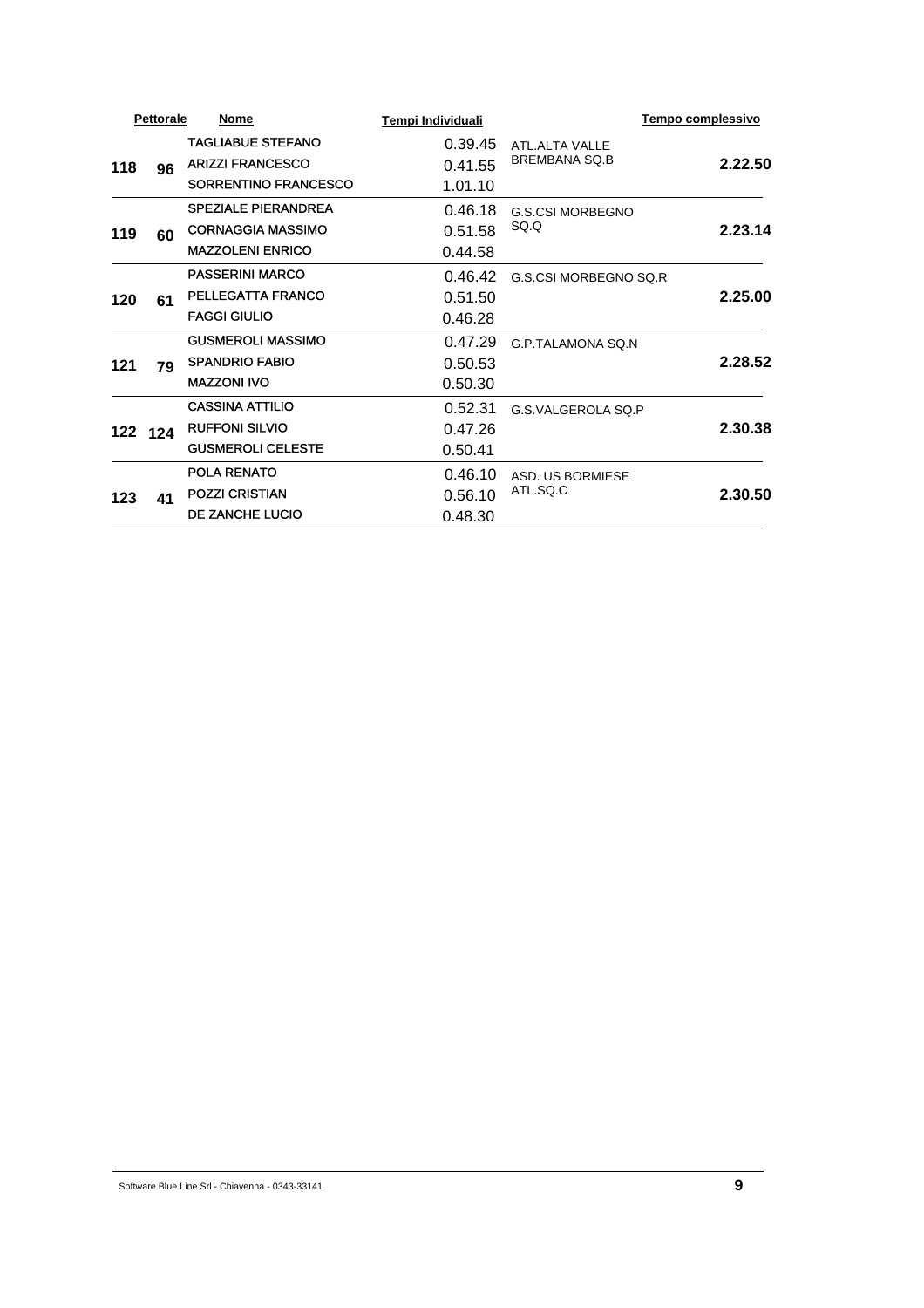| Pettorale | | Nome | Tempi Individuali | | Tempo complessivo |
|---|---|---|---|---|---|
| 118 | 96 | TAGLIABUE STEFANO | 0.39.45 | ATL.ALTA VALLE BREMBANA SQ.B | 2.22.50 |
| | | ARIZZI FRANCESCO | 0.41.55 | | |
| | | SORRENTINO FRANCESCO | 1.01.10 | | |
| 119 | 60 | SPEZIALE PIERANDREA | 0.46.18 | G.S.CSI MORBEGNO SQ.Q | 2.23.14 |
| | | CORNAGGIA MASSIMO | 0.51.58 | | |
| | | MAZZOLENI ENRICO | 0.44.58 | | |
| 120 | 61 | PASSERINI MARCO | 0.46.42 | G.S.CSI MORBEGNO SQ.R | 2.25.00 |
| | | PELLEGATTA FRANCO | 0.51.50 | | |
| | | FAGGI GIULIO | 0.46.28 | | |
| 121 | 79 | GUSMEROLI MASSIMO | 0.47.29 | G.P.TALAMONA SQ.N | 2.28.52 |
| | | SPANDRIO FABIO | 0.50.53 | | |
| | | MAZZONI IVO | 0.50.30 | | |
| 122 | 124 | CASSINA ATTILIO | 0.52.31 | G.S.VALGEROLA SQ.P | 2.30.38 |
| | | RUFFONI SILVIO | 0.47.26 | | |
| | | GUSMEROLI CELESTE | 0.50.41 | | |
| 123 | 41 | POLA RENATO | 0.46.10 | ASD. US BORMIESE ATL.SQ.C | 2.30.50 |
| | | POZZI CRISTIAN | 0.56.10 | | |
| | | DE ZANCHE LUCIO | 0.48.30 | | |

Software Blue Line Srl - Chiavenna - 0343-33141